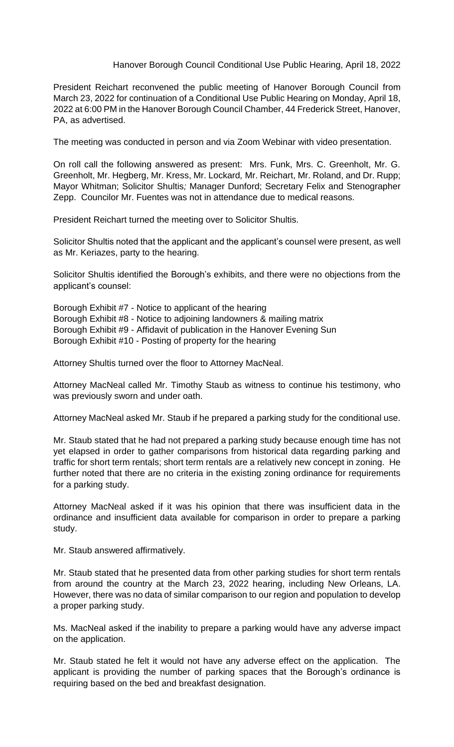Hanover Borough Council Conditional Use Public Hearing, April 18, 2022

President Reichart reconvened the public meeting of Hanover Borough Council from March 23, 2022 for continuation of a Conditional Use Public Hearing on Monday, April 18, 2022 at 6:00 PM in the Hanover Borough Council Chamber, 44 Frederick Street, Hanover, PA, as advertised.

The meeting was conducted in person and via Zoom Webinar with video presentation.

On roll call the following answered as present: Mrs. Funk, Mrs. C. Greenholt, Mr. G. Greenholt, Mr. Hegberg, Mr. Kress, Mr. Lockard, Mr. Reichart, Mr. Roland, and Dr. Rupp; Mayor Whitman; Solicitor Shultis; Manager Dunford; Secretary Felix and Stenographer Zepp. Councilor Mr. Fuentes was not in attendance due to medical reasons.

President Reichart turned the meeting over to Solicitor Shultis.

Solicitor Shultis noted that the applicant and the applicant's counsel were present, as well as Mr. Keriazes, party to the hearing.

Solicitor Shultis identified the Borough's exhibits, and there were no objections from the applicant's counsel:

Borough Exhibit #7 - Notice to applicant of the hearing
Borough Exhibit #8 - Notice to adjoining landowners & mailing matrix
Borough Exhibit #9 - Affidavit of publication in the Hanover Evening Sun
Borough Exhibit #10 - Posting of property for the hearing

Attorney Shultis turned over the floor to Attorney MacNeal.

Attorney MacNeal called Mr. Timothy Staub as witness to continue his testimony, who was previously sworn and under oath.

Attorney MacNeal asked Mr. Staub if he prepared a parking study for the conditional use.

Mr. Staub stated that he had not prepared a parking study because enough time has not yet elapsed in order to gather comparisons from historical data regarding parking and traffic for short term rentals; short term rentals are a relatively new concept in zoning. He further noted that there are no criteria in the existing zoning ordinance for requirements for a parking study.

Attorney MacNeal asked if it was his opinion that there was insufficient data in the ordinance and insufficient data available for comparison in order to prepare a parking study.

Mr. Staub answered affirmatively.

Mr. Staub stated that he presented data from other parking studies for short term rentals from around the country at the March 23, 2022 hearing, including New Orleans, LA. However, there was no data of similar comparison to our region and population to develop a proper parking study.

Ms. MacNeal asked if the inability to prepare a parking would have any adverse impact on the application.

Mr. Staub stated he felt it would not have any adverse effect on the application. The applicant is providing the number of parking spaces that the Borough's ordinance is requiring based on the bed and breakfast designation.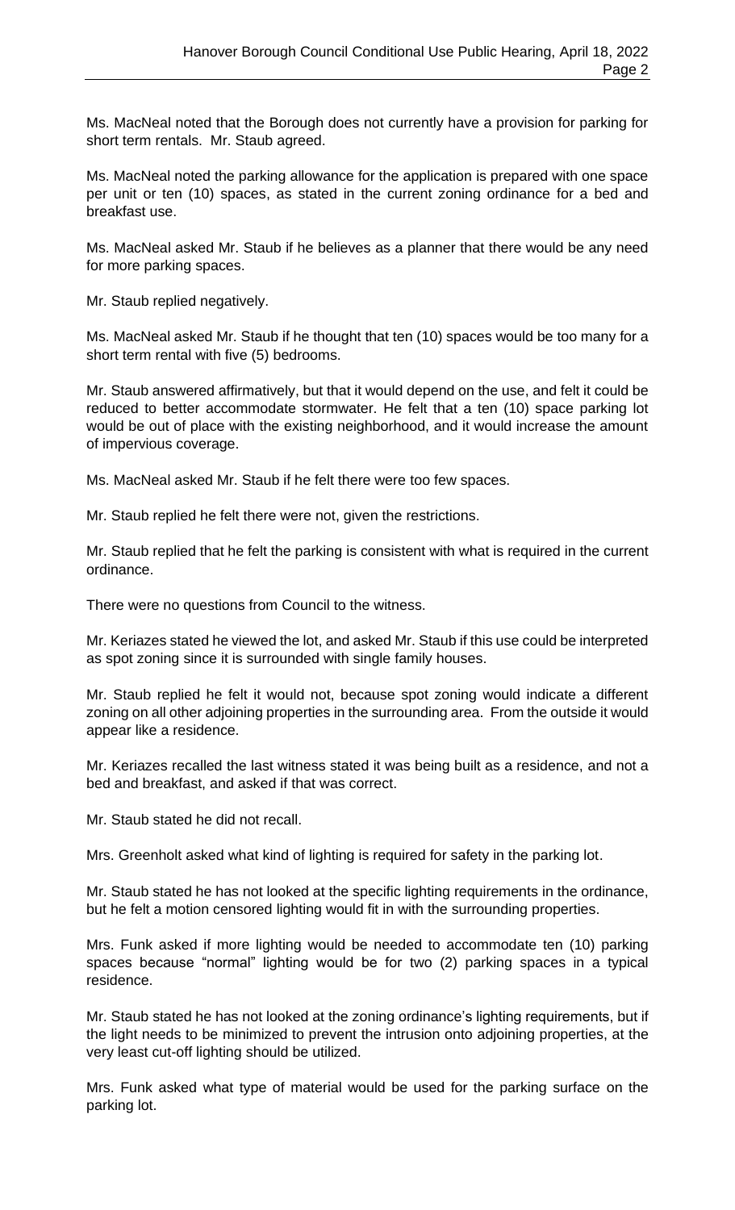Ms. MacNeal noted that the Borough does not currently have a provision for parking for short term rentals. Mr. Staub agreed.

Ms. MacNeal noted the parking allowance for the application is prepared with one space per unit or ten (10) spaces, as stated in the current zoning ordinance for a bed and breakfast use.

Ms. MacNeal asked Mr. Staub if he believes as a planner that there would be any need for more parking spaces.

Mr. Staub replied negatively.

Ms. MacNeal asked Mr. Staub if he thought that ten (10) spaces would be too many for a short term rental with five (5) bedrooms.

Mr. Staub answered affirmatively, but that it would depend on the use, and felt it could be reduced to better accommodate stormwater. He felt that a ten (10) space parking lot would be out of place with the existing neighborhood, and it would increase the amount of impervious coverage.

Ms. MacNeal asked Mr. Staub if he felt there were too few spaces.

Mr. Staub replied he felt there were not, given the restrictions.

Mr. Staub replied that he felt the parking is consistent with what is required in the current ordinance.

There were no questions from Council to the witness.

Mr. Keriazes stated he viewed the lot, and asked Mr. Staub if this use could be interpreted as spot zoning since it is surrounded with single family houses.

Mr. Staub replied he felt it would not, because spot zoning would indicate a different zoning on all other adjoining properties in the surrounding area. From the outside it would appear like a residence.

Mr. Keriazes recalled the last witness stated it was being built as a residence, and not a bed and breakfast, and asked if that was correct.

Mr. Staub stated he did not recall.

Mrs. Greenholt asked what kind of lighting is required for safety in the parking lot.

Mr. Staub stated he has not looked at the specific lighting requirements in the ordinance, but he felt a motion censored lighting would fit in with the surrounding properties.

Mrs. Funk asked if more lighting would be needed to accommodate ten (10) parking spaces because "normal" lighting would be for two (2) parking spaces in a typical residence.

Mr. Staub stated he has not looked at the zoning ordinance's lighting requirements, but if the light needs to be minimized to prevent the intrusion onto adjoining properties, at the very least cut-off lighting should be utilized.

Mrs. Funk asked what type of material would be used for the parking surface on the parking lot.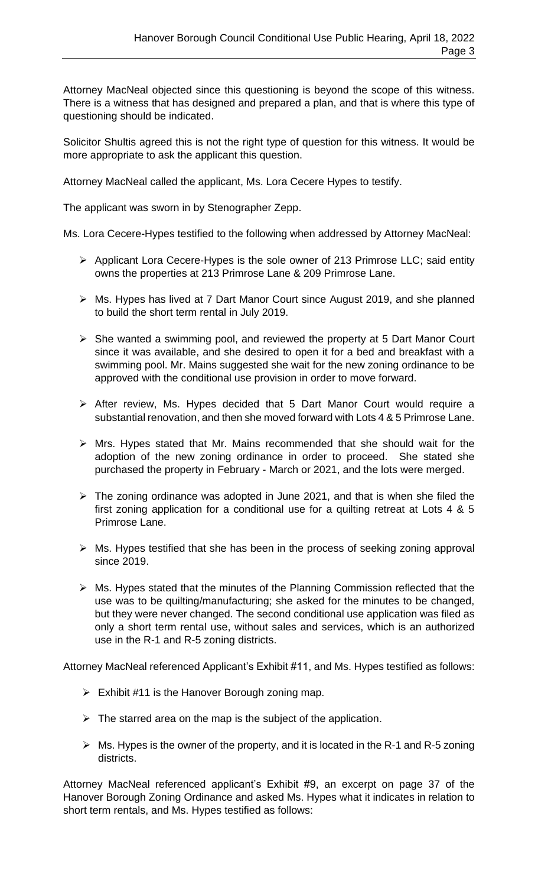Attorney MacNeal objected since this questioning is beyond the scope of this witness. There is a witness that has designed and prepared a plan, and that is where this type of questioning should be indicated.

Solicitor Shultis agreed this is not the right type of question for this witness. It would be more appropriate to ask the applicant this question.

Attorney MacNeal called the applicant, Ms. Lora Cecere Hypes to testify.

The applicant was sworn in by Stenographer Zepp.

Ms. Lora Cecere-Hypes testified to the following when addressed by Attorney MacNeal:

- Applicant Lora Cecere-Hypes is the sole owner of 213 Primrose LLC; said entity owns the properties at 213 Primrose Lane & 209 Primrose Lane.
- Ms. Hypes has lived at 7 Dart Manor Court since August 2019, and she planned to build the short term rental in July 2019.
- She wanted a swimming pool, and reviewed the property at 5 Dart Manor Court since it was available, and she desired to open it for a bed and breakfast with a swimming pool. Mr. Mains suggested she wait for the new zoning ordinance to be approved with the conditional use provision in order to move forward.
- After review, Ms. Hypes decided that 5 Dart Manor Court would require a substantial renovation, and then she moved forward with Lots 4 & 5 Primrose Lane.
- Mrs. Hypes stated that Mr. Mains recommended that she should wait for the adoption of the new zoning ordinance in order to proceed. She stated she purchased the property in February - March or 2021, and the lots were merged.
- The zoning ordinance was adopted in June 2021, and that is when she filed the first zoning application for a conditional use for a quilting retreat at Lots 4 & 5 Primrose Lane.
- Ms. Hypes testified that she has been in the process of seeking zoning approval since 2019.
- Ms. Hypes stated that the minutes of the Planning Commission reflected that the use was to be quilting/manufacturing; she asked for the minutes to be changed, but they were never changed. The second conditional use application was filed as only a short term rental use, without sales and services, which is an authorized use in the R-1 and R-5 zoning districts.

Attorney MacNeal referenced Applicant's Exhibit #11, and Ms. Hypes testified as follows:

- Exhibit #11 is the Hanover Borough zoning map.
- The starred area on the map is the subject of the application.
- Ms. Hypes is the owner of the property, and it is located in the R-1 and R-5 zoning districts.

Attorney MacNeal referenced applicant's Exhibit #9, an excerpt on page 37 of the Hanover Borough Zoning Ordinance and asked Ms. Hypes what it indicates in relation to short term rentals, and Ms. Hypes testified as follows: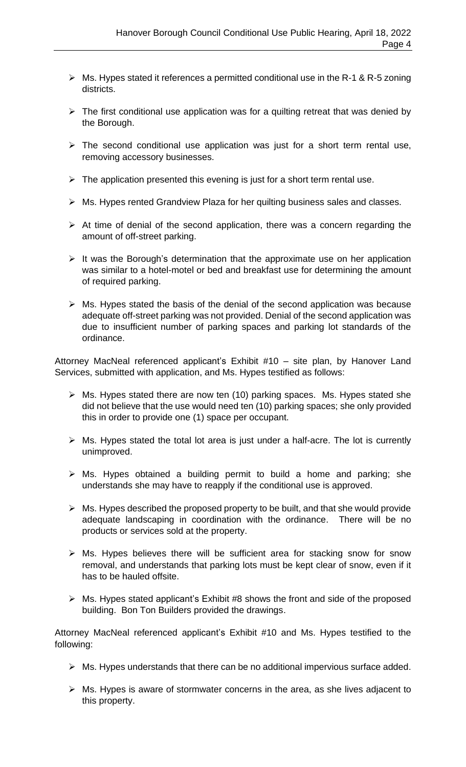- Ms. Hypes stated it references a permitted conditional use in the R-1 & R-5 zoning districts.

- The first conditional use application was for a quilting retreat that was denied by the Borough.

- The second conditional use application was just for a short term rental use, removing accessory businesses.

- The application presented this evening is just for a short term rental use.

- Ms. Hypes rented Grandview Plaza for her quilting business sales and classes.

- At time of denial of the second application, there was a concern regarding the amount of off-street parking.

- It was the Borough's determination that the approximate use on her application was similar to a hotel-motel or bed and breakfast use for determining the amount of required parking.

- Ms. Hypes stated the basis of the denial of the second application was because adequate off-street parking was not provided. Denial of the second application was due to insufficient number of parking spaces and parking lot standards of the ordinance.

Attorney MacNeal referenced applicant's Exhibit #10 – site plan, by Hanover Land Services, submitted with application, and Ms. Hypes testified as follows:

- Ms. Hypes stated there are now ten (10) parking spaces. Ms. Hypes stated she did not believe that the use would need ten (10) parking spaces; she only provided this in order to provide one (1) space per occupant.

- Ms. Hypes stated the total lot area is just under a half-acre. The lot is currently unimproved.

- Ms. Hypes obtained a building permit to build a home and parking; she understands she may have to reapply if the conditional use is approved.

- Ms. Hypes described the proposed property to be built, and that she would provide adequate landscaping in coordination with the ordinance. There will be no products or services sold at the property.

- Ms. Hypes believes there will be sufficient area for stacking snow for snow removal, and understands that parking lots must be kept clear of snow, even if it has to be hauled offsite.

- Ms. Hypes stated applicant's Exhibit #8 shows the front and side of the proposed building. Bon Ton Builders provided the drawings.

Attorney MacNeal referenced applicant's Exhibit #10 and Ms. Hypes testified to the following:

- Ms. Hypes understands that there can be no additional impervious surface added.

- Ms. Hypes is aware of stormwater concerns in the area, as she lives adjacent to this property.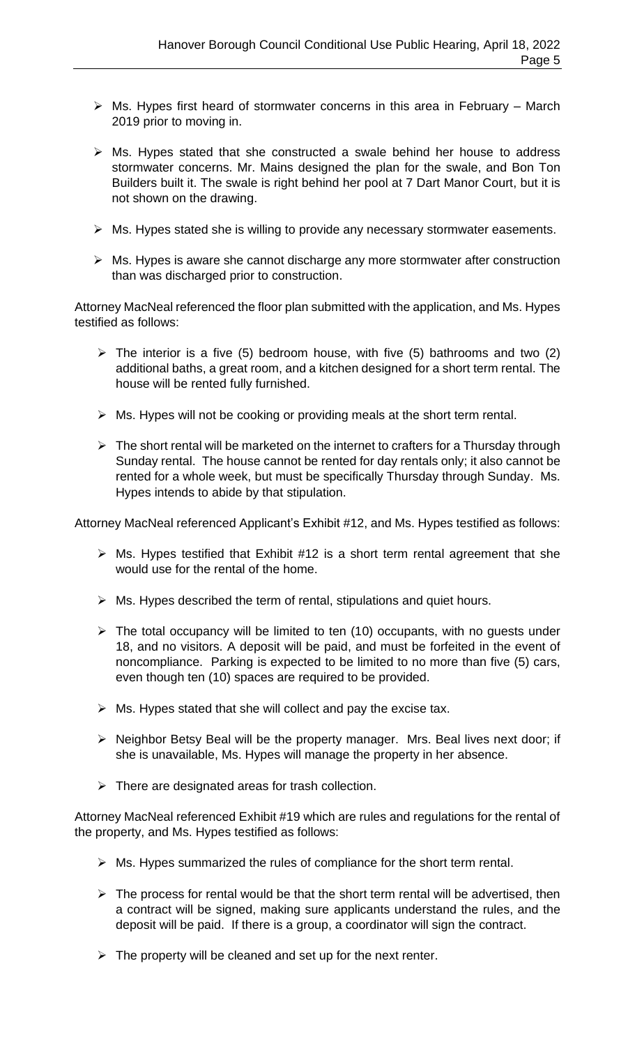- Ms. Hypes first heard of stormwater concerns in this area in February – March 2019 prior to moving in.
- Ms. Hypes stated that she constructed a swale behind her house to address stormwater concerns. Mr. Mains designed the plan for the swale, and Bon Ton Builders built it. The swale is right behind her pool at 7 Dart Manor Court, but it is not shown on the drawing.
- Ms. Hypes stated she is willing to provide any necessary stormwater easements.
- Ms. Hypes is aware she cannot discharge any more stormwater after construction than was discharged prior to construction.

Attorney MacNeal referenced the floor plan submitted with the application, and Ms. Hypes testified as follows:

- The interior is a five (5) bedroom house, with five (5) bathrooms and two (2) additional baths, a great room, and a kitchen designed for a short term rental. The house will be rented fully furnished.
- Ms. Hypes will not be cooking or providing meals at the short term rental.
- The short rental will be marketed on the internet to crafters for a Thursday through Sunday rental. The house cannot be rented for day rentals only; it also cannot be rented for a whole week, but must be specifically Thursday through Sunday. Ms. Hypes intends to abide by that stipulation.

Attorney MacNeal referenced Applicant's Exhibit #12, and Ms. Hypes testified as follows:

- Ms. Hypes testified that Exhibit #12 is a short term rental agreement that she would use for the rental of the home.
- Ms. Hypes described the term of rental, stipulations and quiet hours.
- The total occupancy will be limited to ten (10) occupants, with no guests under 18, and no visitors. A deposit will be paid, and must be forfeited in the event of noncompliance. Parking is expected to be limited to no more than five (5) cars, even though ten (10) spaces are required to be provided.
- Ms. Hypes stated that she will collect and pay the excise tax.
- Neighbor Betsy Beal will be the property manager. Mrs. Beal lives next door; if she is unavailable, Ms. Hypes will manage the property in her absence.
- There are designated areas for trash collection.

Attorney MacNeal referenced Exhibit #19 which are rules and regulations for the rental of the property, and Ms. Hypes testified as follows:

- Ms. Hypes summarized the rules of compliance for the short term rental.
- The process for rental would be that the short term rental will be advertised, then a contract will be signed, making sure applicants understand the rules, and the deposit will be paid. If there is a group, a coordinator will sign the contract.
- The property will be cleaned and set up for the next renter.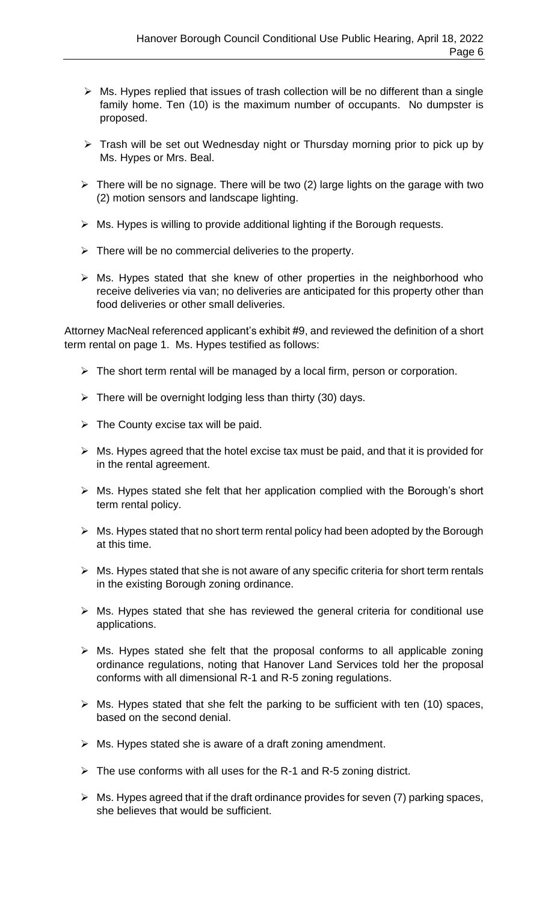- Ms. Hypes replied that issues of trash collection will be no different than a single family home. Ten (10) is the maximum number of occupants. No dumpster is proposed.

- Trash will be set out Wednesday night or Thursday morning prior to pick up by Ms. Hypes or Mrs. Beal.

- There will be no signage. There will be two (2) large lights on the garage with two (2) motion sensors and landscape lighting.

- Ms. Hypes is willing to provide additional lighting if the Borough requests.

- There will be no commercial deliveries to the property.

- Ms. Hypes stated that she knew of other properties in the neighborhood who receive deliveries via van; no deliveries are anticipated for this property other than food deliveries or other small deliveries.

Attorney MacNeal referenced applicant's exhibit #9, and reviewed the definition of a short term rental on page 1. Ms. Hypes testified as follows:

- The short term rental will be managed by a local firm, person or corporation.

- There will be overnight lodging less than thirty (30) days.

- The County excise tax will be paid.

- Ms. Hypes agreed that the hotel excise tax must be paid, and that it is provided for in the rental agreement.

- Ms. Hypes stated she felt that her application complied with the Borough's short term rental policy.

- Ms. Hypes stated that no short term rental policy had been adopted by the Borough at this time.

- Ms. Hypes stated that she is not aware of any specific criteria for short term rentals in the existing Borough zoning ordinance.

- Ms. Hypes stated that she has reviewed the general criteria for conditional use applications.

- Ms. Hypes stated she felt that the proposal conforms to all applicable zoning ordinance regulations, noting that Hanover Land Services told her the proposal conforms with all dimensional R-1 and R-5 zoning regulations.

- Ms. Hypes stated that she felt the parking to be sufficient with ten (10) spaces, based on the second denial.

- Ms. Hypes stated she is aware of a draft zoning amendment.

- The use conforms with all uses for the R-1 and R-5 zoning district.

- Ms. Hypes agreed that if the draft ordinance provides for seven (7) parking spaces, she believes that would be sufficient.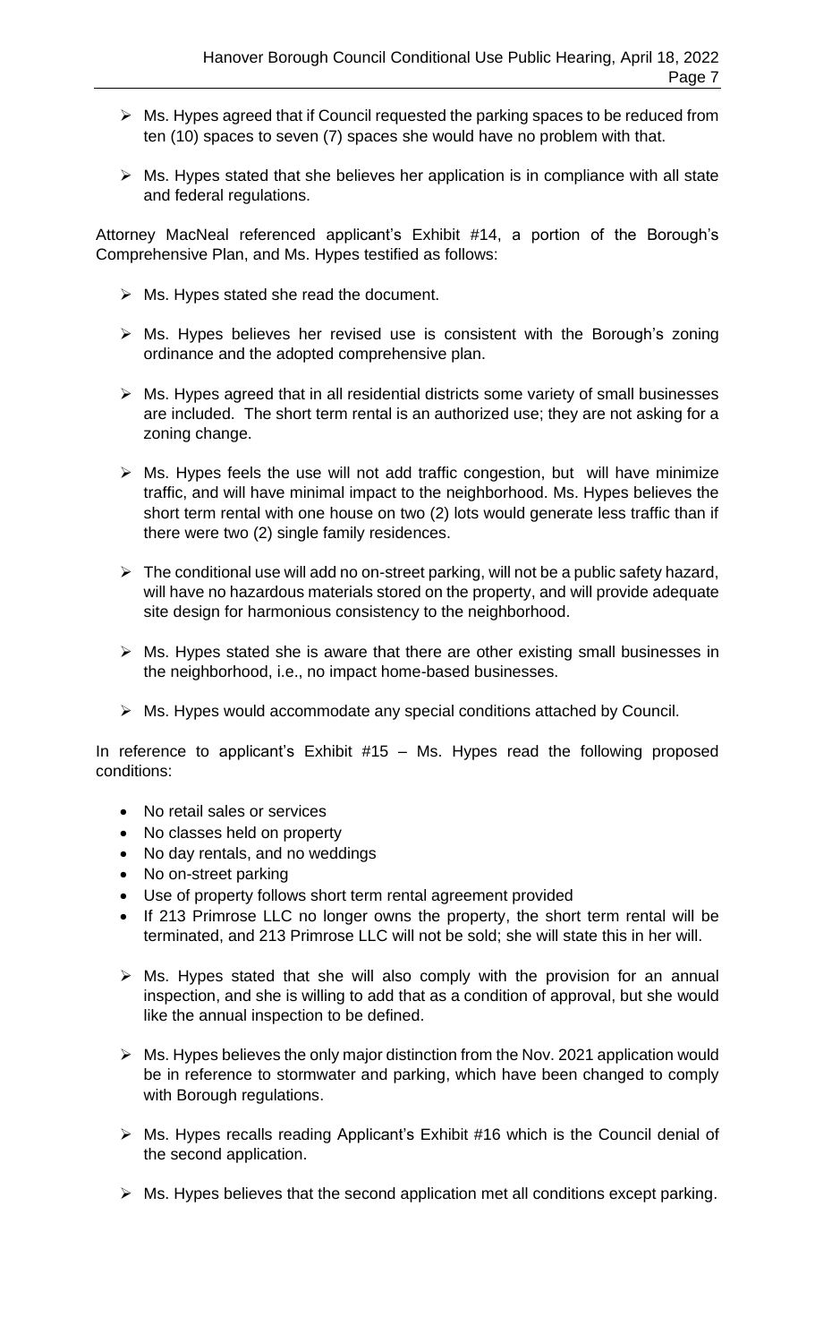- Ms. Hypes agreed that if Council requested the parking spaces to be reduced from ten (10) spaces to seven (7) spaces she would have no problem with that.

- Ms. Hypes stated that she believes her application is in compliance with all state and federal regulations.

Attorney MacNeal referenced applicant's Exhibit #14, a portion of the Borough's Comprehensive Plan, and Ms. Hypes testified as follows:

- Ms. Hypes stated she read the document.

- Ms. Hypes believes her revised use is consistent with the Borough's zoning ordinance and the adopted comprehensive plan.

- Ms. Hypes agreed that in all residential districts some variety of small businesses are included. The short term rental is an authorized use; they are not asking for a zoning change.

- Ms. Hypes feels the use will not add traffic congestion, but will have minimize traffic, and will have minimal impact to the neighborhood. Ms. Hypes believes the short term rental with one house on two (2) lots would generate less traffic than if there were two (2) single family residences.

- The conditional use will add no on-street parking, will not be a public safety hazard, will have no hazardous materials stored on the property, and will provide adequate site design for harmonious consistency to the neighborhood.

- Ms. Hypes stated she is aware that there are other existing small businesses in the neighborhood, i.e., no impact home-based businesses.

- Ms. Hypes would accommodate any special conditions attached by Council.

In reference to applicant's Exhibit #15 – Ms. Hypes read the following proposed conditions:

- No retail sales or services
- No classes held on property
- No day rentals, and no weddings
- No on-street parking
- Use of property follows short term rental agreement provided
- If 213 Primrose LLC no longer owns the property, the short term rental will be terminated, and 213 Primrose LLC will not be sold; she will state this in her will.

- Ms. Hypes stated that she will also comply with the provision for an annual inspection, and she is willing to add that as a condition of approval, but she would like the annual inspection to be defined.

- Ms. Hypes believes the only major distinction from the Nov. 2021 application would be in reference to stormwater and parking, which have been changed to comply with Borough regulations.

- Ms. Hypes recalls reading Applicant's Exhibit #16 which is the Council denial of the second application.

- Ms. Hypes believes that the second application met all conditions except parking.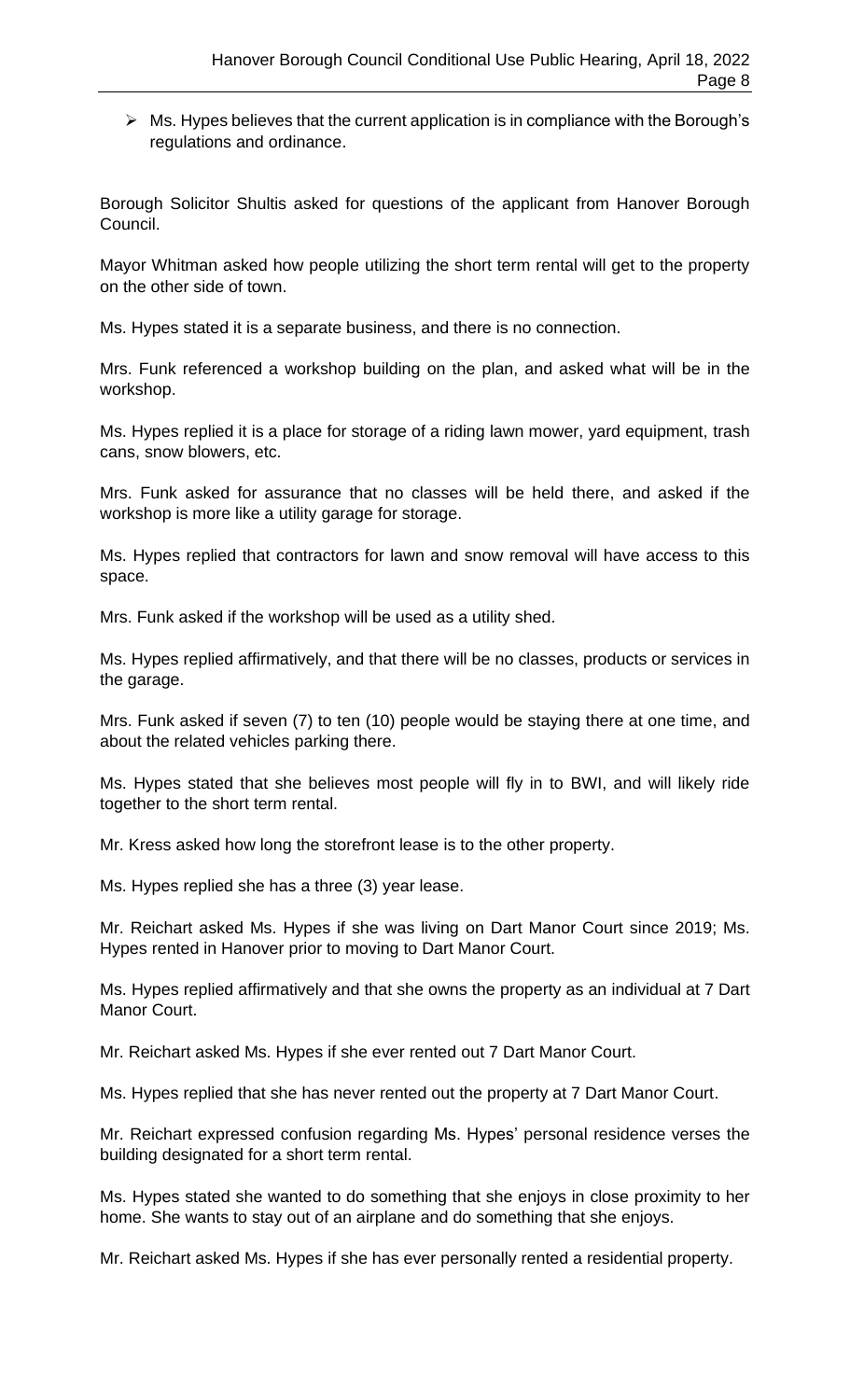- Ms. Hypes believes that the current application is in compliance with the Borough's regulations and ordinance.

Borough Solicitor Shultis asked for questions of the applicant from Hanover Borough Council.

Mayor Whitman asked how people utilizing the short term rental will get to the property on the other side of town.

Ms. Hypes stated it is a separate business, and there is no connection.

Mrs. Funk referenced a workshop building on the plan, and asked what will be in the workshop.

Ms. Hypes replied it is a place for storage of a riding lawn mower, yard equipment, trash cans, snow blowers, etc.

Mrs. Funk asked for assurance that no classes will be held there, and asked if the workshop is more like a utility garage for storage.

Ms. Hypes replied that contractors for lawn and snow removal will have access to this space.

Mrs. Funk asked if the workshop will be used as a utility shed.

Ms. Hypes replied affirmatively, and that there will be no classes, products or services in the garage.

Mrs. Funk asked if seven (7) to ten (10) people would be staying there at one time, and about the related vehicles parking there.

Ms. Hypes stated that she believes most people will fly in to BWI, and will likely ride together to the short term rental.

Mr. Kress asked how long the storefront lease is to the other property.

Ms. Hypes replied she has a three (3) year lease.

Mr. Reichart asked Ms. Hypes if she was living on Dart Manor Court since 2019; Ms. Hypes rented in Hanover prior to moving to Dart Manor Court.

Ms. Hypes replied affirmatively and that she owns the property as an individual at 7 Dart Manor Court.

Mr. Reichart asked Ms. Hypes if she ever rented out 7 Dart Manor Court.

Ms. Hypes replied that she has never rented out the property at 7 Dart Manor Court.

Mr. Reichart expressed confusion regarding Ms. Hypes' personal residence verses the building designated for a short term rental.

Ms. Hypes stated she wanted to do something that she enjoys in close proximity to her home. She wants to stay out of an airplane and do something that she enjoys.

Mr. Reichart asked Ms. Hypes if she has ever personally rented a residential property.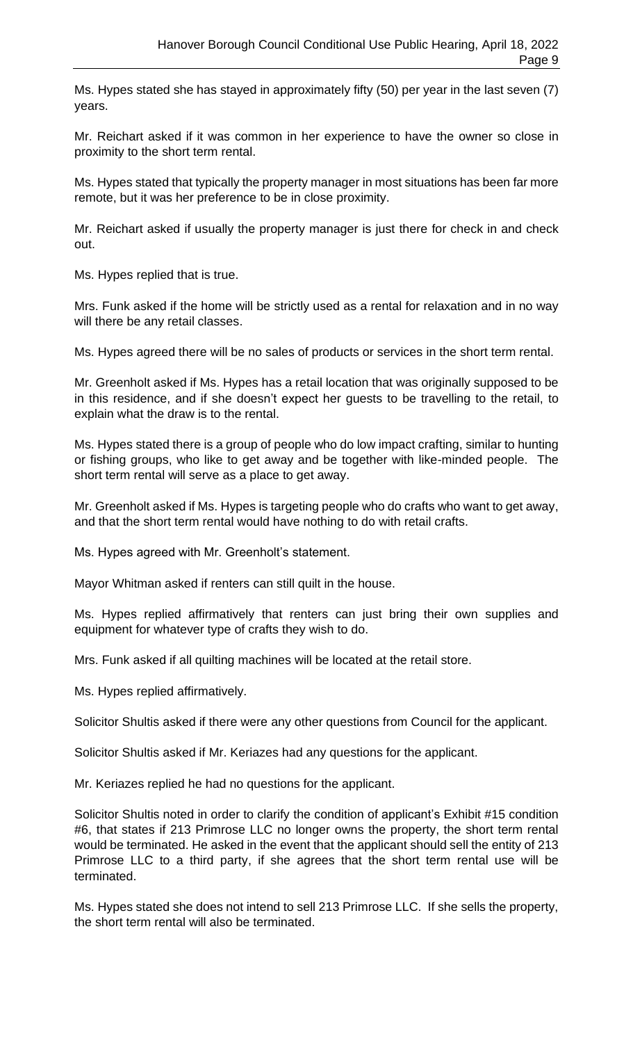Ms. Hypes stated she has stayed in approximately fifty (50) per year in the last seven (7) years.

Mr. Reichart asked if it was common in her experience to have the owner so close in proximity to the short term rental.

Ms. Hypes stated that typically the property manager in most situations has been far more remote, but it was her preference to be in close proximity.

Mr. Reichart asked if usually the property manager is just there for check in and check out.

Ms. Hypes replied that is true.

Mrs. Funk asked if the home will be strictly used as a rental for relaxation and in no way will there be any retail classes.

Ms. Hypes agreed there will be no sales of products or services in the short term rental.

Mr. Greenholt asked if Ms. Hypes has a retail location that was originally supposed to be in this residence, and if she doesn't expect her guests to be travelling to the retail, to explain what the draw is to the rental.

Ms. Hypes stated there is a group of people who do low impact crafting, similar to hunting or fishing groups, who like to get away and be together with like-minded people. The short term rental will serve as a place to get away.

Mr. Greenholt asked if Ms. Hypes is targeting people who do crafts who want to get away, and that the short term rental would have nothing to do with retail crafts.

Ms. Hypes agreed with Mr. Greenholt's statement.

Mayor Whitman asked if renters can still quilt in the house.

Ms. Hypes replied affirmatively that renters can just bring their own supplies and equipment for whatever type of crafts they wish to do.

Mrs. Funk asked if all quilting machines will be located at the retail store.

Ms. Hypes replied affirmatively.

Solicitor Shultis asked if there were any other questions from Council for the applicant.

Solicitor Shultis asked if Mr. Keriazes had any questions for the applicant.

Mr. Keriazes replied he had no questions for the applicant.

Solicitor Shultis noted in order to clarify the condition of applicant's Exhibit #15 condition #6, that states if 213 Primrose LLC no longer owns the property, the short term rental would be terminated. He asked in the event that the applicant should sell the entity of 213 Primrose LLC to a third party, if she agrees that the short term rental use will be terminated.

Ms. Hypes stated she does not intend to sell 213 Primrose LLC. If she sells the property, the short term rental will also be terminated.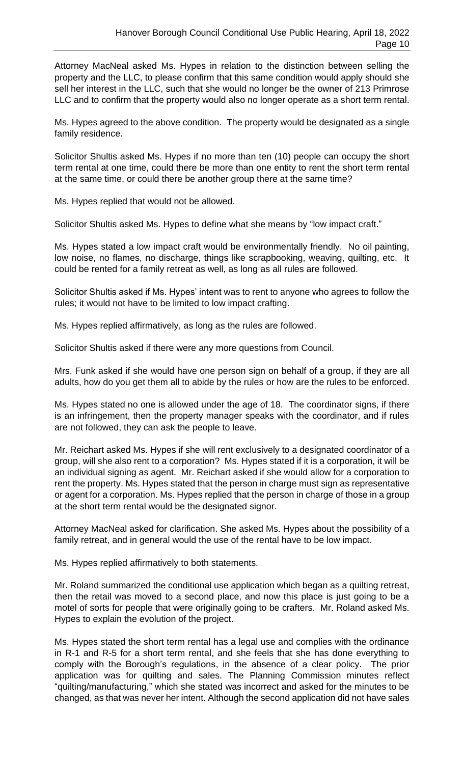Attorney MacNeal asked Ms. Hypes in relation to the distinction between selling the property and the LLC, to please confirm that this same condition would apply should she sell her interest in the LLC, such that she would no longer be the owner of 213 Primrose LLC and to confirm that the property would also no longer operate as a short term rental.

Ms. Hypes agreed to the above condition. The property would be designated as a single family residence.

Solicitor Shultis asked Ms. Hypes if no more than ten (10) people can occupy the short term rental at one time, could there be more than one entity to rent the short term rental at the same time, or could there be another group there at the same time?

Ms. Hypes replied that would not be allowed.

Solicitor Shultis asked Ms. Hypes to define what she means by "low impact craft."

Ms. Hypes stated a low impact craft would be environmentally friendly. No oil painting, low noise, no flames, no discharge, things like scrapbooking, weaving, quilting, etc. It could be rented for a family retreat as well, as long as all rules are followed.

Solicitor Shultis asked if Ms. Hypes' intent was to rent to anyone who agrees to follow the rules; it would not have to be limited to low impact crafting.

Ms. Hypes replied affirmatively, as long as the rules are followed.

Solicitor Shultis asked if there were any more questions from Council.

Mrs. Funk asked if she would have one person sign on behalf of a group, if they are all adults, how do you get them all to abide by the rules or how are the rules to be enforced.

Ms. Hypes stated no one is allowed under the age of 18. The coordinator signs, if there is an infringement, then the property manager speaks with the coordinator, and if rules are not followed, they can ask the people to leave.

Mr. Reichart asked Ms. Hypes if she will rent exclusively to a designated coordinator of a group, will she also rent to a corporation? Ms. Hypes stated if it is a corporation, it will be an individual signing as agent. Mr. Reichart asked if she would allow for a corporation to rent the property. Ms. Hypes stated that the person in charge must sign as representative or agent for a corporation. Ms. Hypes replied that the person in charge of those in a group at the short term rental would be the designated signor.

Attorney MacNeal asked for clarification. She asked Ms. Hypes about the possibility of a family retreat, and in general would the use of the rental have to be low impact.

Ms. Hypes replied affirmatively to both statements.

Mr. Roland summarized the conditional use application which began as a quilting retreat, then the retail was moved to a second place, and now this place is just going to be a motel of sorts for people that were originally going to be crafters. Mr. Roland asked Ms. Hypes to explain the evolution of the project.

Ms. Hypes stated the short term rental has a legal use and complies with the ordinance in R-1 and R-5 for a short term rental, and she feels that she has done everything to comply with the Borough's regulations, in the absence of a clear policy. The prior application was for quilting and sales. The Planning Commission minutes reflect "quilting/manufacturing," which she stated was incorrect and asked for the minutes to be changed, as that was never her intent. Although the second application did not have sales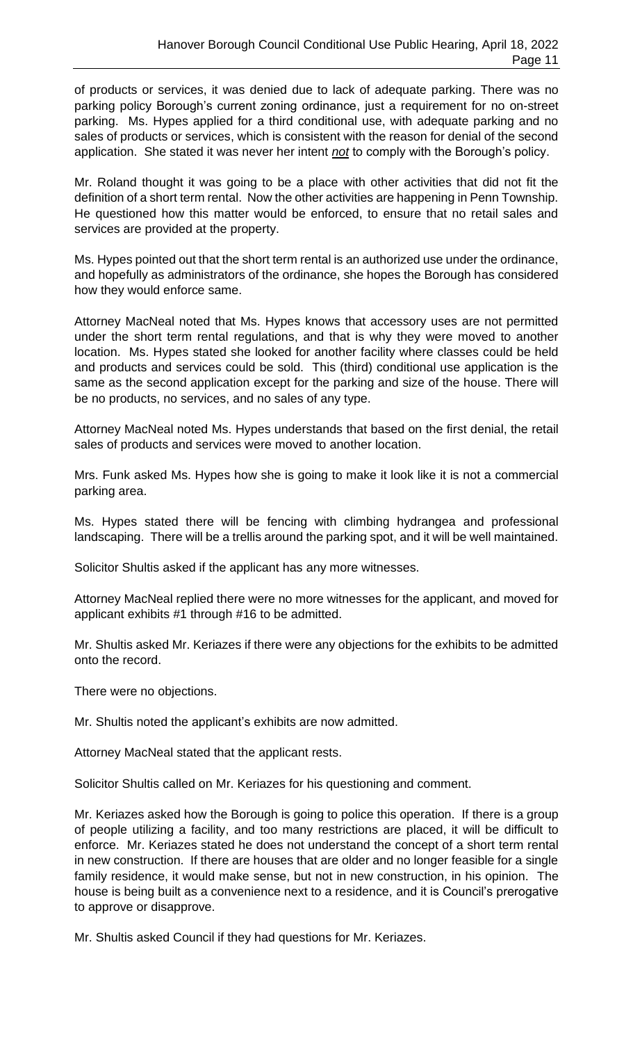of products or services, it was denied due to lack of adequate parking. There was no parking policy Borough's current zoning ordinance, just a requirement for no on-street parking. Ms. Hypes applied for a third conditional use, with adequate parking and no sales of products or services, which is consistent with the reason for denial of the second application. She stated it was never her intent ***not*** to comply with the Borough's policy.

Mr. Roland thought it was going to be a place with other activities that did not fit the definition of a short term rental. Now the other activities are happening in Penn Township. He questioned how this matter would be enforced, to ensure that no retail sales and services are provided at the property.

Ms. Hypes pointed out that the short term rental is an authorized use under the ordinance, and hopefully as administrators of the ordinance, she hopes the Borough has considered how they would enforce same.

Attorney MacNeal noted that Ms. Hypes knows that accessory uses are not permitted under the short term rental regulations, and that is why they were moved to another location. Ms. Hypes stated she looked for another facility where classes could be held and products and services could be sold. This (third) conditional use application is the same as the second application except for the parking and size of the house. There will be no products, no services, and no sales of any type.

Attorney MacNeal noted Ms. Hypes understands that based on the first denial, the retail sales of products and services were moved to another location.

Mrs. Funk asked Ms. Hypes how she is going to make it look like it is not a commercial parking area.

Ms. Hypes stated there will be fencing with climbing hydrangea and professional landscaping. There will be a trellis around the parking spot, and it will be well maintained.

Solicitor Shultis asked if the applicant has any more witnesses.

Attorney MacNeal replied there were no more witnesses for the applicant, and moved for applicant exhibits #1 through #16 to be admitted.

Mr. Shultis asked Mr. Keriazes if there were any objections for the exhibits to be admitted onto the record.

There were no objections.

Mr. Shultis noted the applicant's exhibits are now admitted.

Attorney MacNeal stated that the applicant rests.

Solicitor Shultis called on Mr. Keriazes for his questioning and comment.

Mr. Keriazes asked how the Borough is going to police this operation. If there is a group of people utilizing a facility, and too many restrictions are placed, it will be difficult to enforce. Mr. Keriazes stated he does not understand the concept of a short term rental in new construction. If there are houses that are older and no longer feasible for a single family residence, it would make sense, but not in new construction, in his opinion. The house is being built as a convenience next to a residence, and it is Council's prerogative to approve or disapprove.

Mr. Shultis asked Council if they had questions for Mr. Keriazes.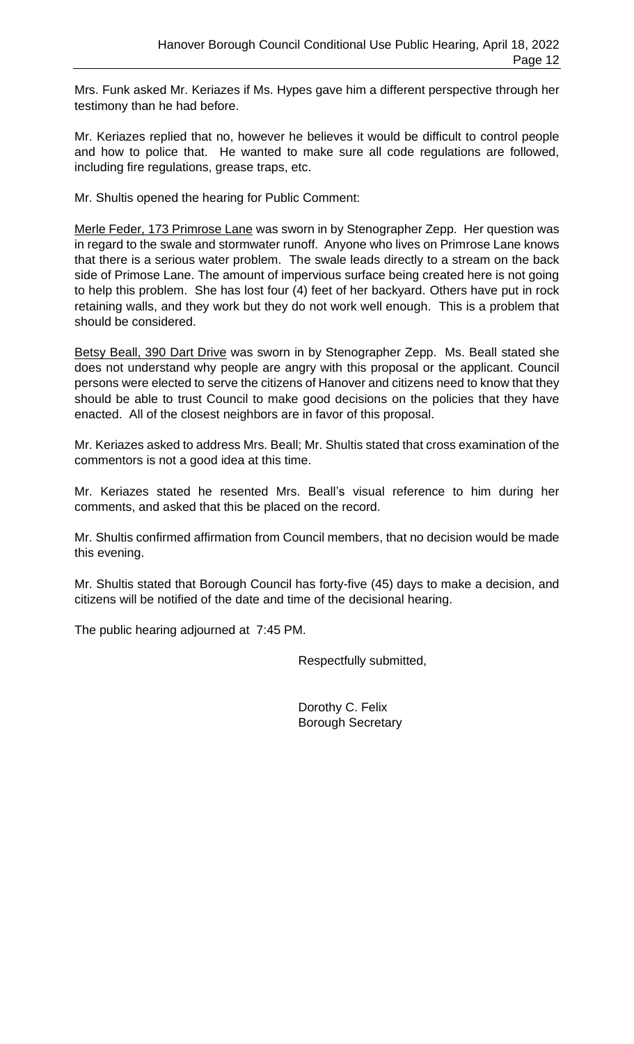Mrs. Funk asked Mr. Keriazes if Ms. Hypes gave him a different perspective through her testimony than he had before.

Mr. Keriazes replied that no, however he believes it would be difficult to control people and how to police that. He wanted to make sure all code regulations are followed, including fire regulations, grease traps, etc.

Mr. Shultis opened the hearing for Public Comment:

Merle Feder, 173 Primrose Lane was sworn in by Stenographer Zepp. Her question was in regard to the swale and stormwater runoff. Anyone who lives on Primrose Lane knows that there is a serious water problem. The swale leads directly to a stream on the back side of Primose Lane. The amount of impervious surface being created here is not going to help this problem. She has lost four (4) feet of her backyard. Others have put in rock retaining walls, and they work but they do not work well enough. This is a problem that should be considered.

Betsy Beall, 390 Dart Drive was sworn in by Stenographer Zepp. Ms. Beall stated she does not understand why people are angry with this proposal or the applicant. Council persons were elected to serve the citizens of Hanover and citizens need to know that they should be able to trust Council to make good decisions on the policies that they have enacted. All of the closest neighbors are in favor of this proposal.

Mr. Keriazes asked to address Mrs. Beall; Mr. Shultis stated that cross examination of the commentors is not a good idea at this time.

Mr. Keriazes stated he resented Mrs. Beall's visual reference to him during her comments, and asked that this be placed on the record.

Mr. Shultis confirmed affirmation from Council members, that no decision would be made this evening.

Mr. Shultis stated that Borough Council has forty-five (45) days to make a decision, and citizens will be notified of the date and time of the decisional hearing.

The public hearing adjourned at 7:45 PM.

Respectfully submitted,

Dorothy C. Felix
Borough Secretary